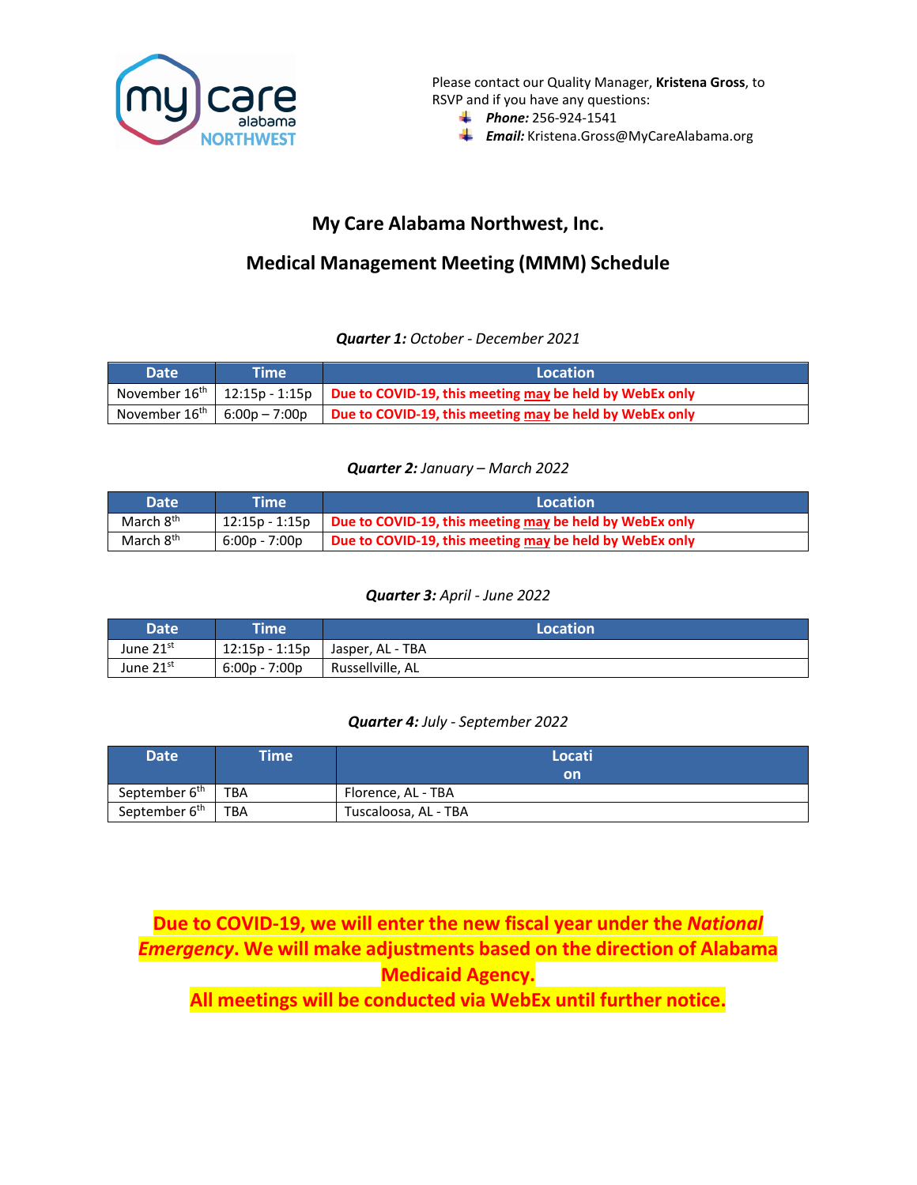Please contact our Quality Manager, **Kristena Gross**, to RSVP and if you have any questions:

- ***Phone:*** 256-924-1541
- ***Email:*** Kristena.Gross@MyCareAlabama.org

## My Care Alabama Northwest, Inc.

## Medical Management Meeting (MMM) Schedule

***Quarter 1:*** *October - December 2021*

| Date | Time | Location |
|---|---|---|
| November 16th | 12:15p - 1:15p | **Due to COVID-19, this meeting may be held by WebEx only** |
| November 16th | 6:00p – 7:00p | **Due to COVID-19, this meeting may be held by WebEx only** |

***Quarter 2:*** *January – March 2022*

| Date | Time | Location |
|---|---|---|
| March 8th | 12:15p - 1:15p | **Due to COVID-19, this meeting may be held by WebEx only** |
| March 8th | 6:00p - 7:00p | **Due to COVID-19, this meeting may be held by WebEx only** |

***Quarter 3:*** *April - June 2022*

| Date | Time | Location |
|---|---|---|
| June 21st | 12:15p - 1:15p | Jasper, AL - TBA |
| June 21st | 6:00p - 7:00p | Russellville, AL |

***Quarter 4:*** *July - September 2022*

| Date | Time | Location |
|---|---|---|
| September 6th | TBA | Florence, AL - TBA |
| September 6th | TBA | Tuscaloosa, AL - TBA |

**Due to COVID-19, we will enter the new fiscal year under the *National Emergency*. We will make adjustments based on the direction of Alabama Medicaid Agency.**

**All meetings will be conducted via WebEx until further notice.**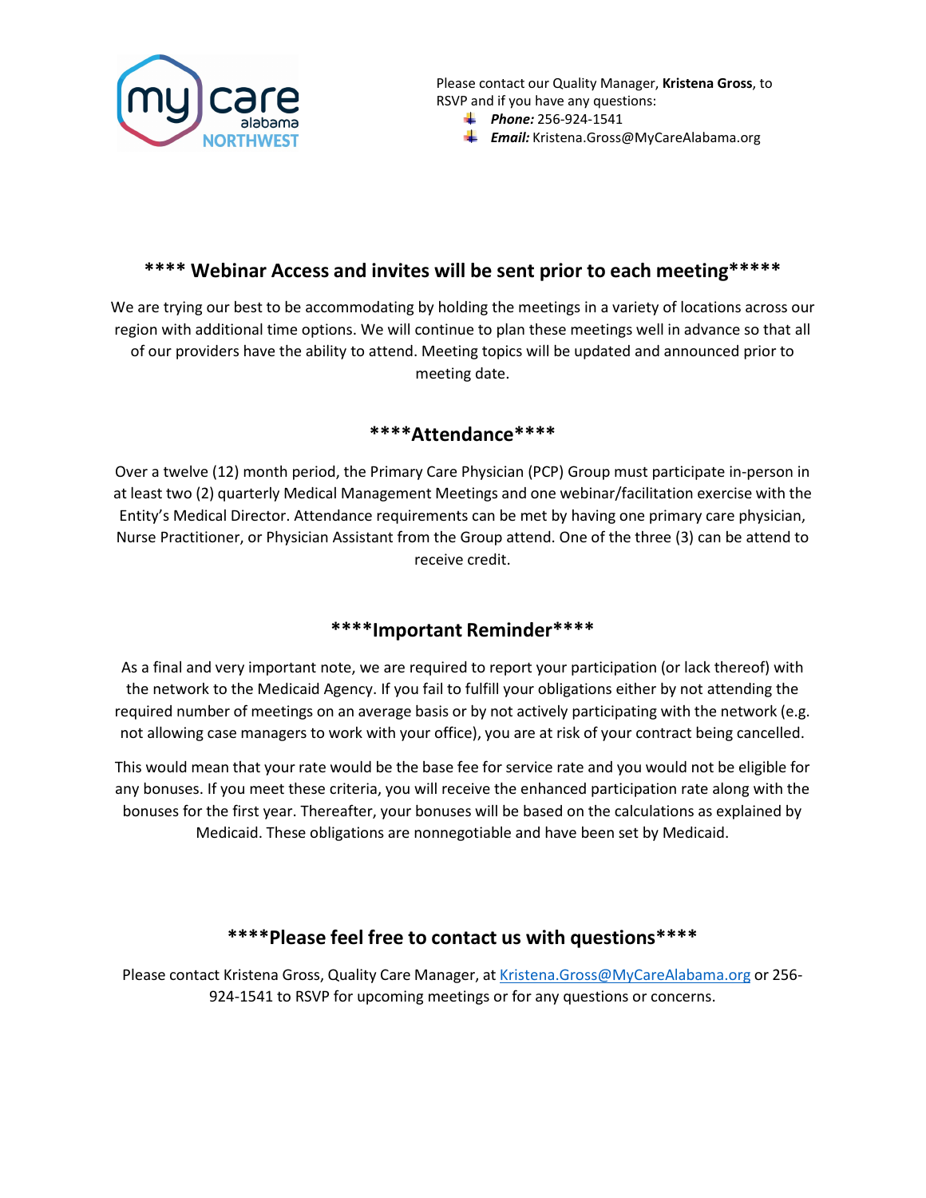Please contact our Quality Manager, **Kristena Gross**, to RSVP and if you have any questions:

- ***Phone:*** 256-924-1541
- ***Email:*** Kristena.Gross@MyCareAlabama.org

## **** Webinar Access and invites will be sent prior to each meeting*****

We are trying our best to be accommodating by holding the meetings in a variety of locations across our region with additional time options. We will continue to plan these meetings well in advance so that all of our providers have the ability to attend. Meeting topics will be updated and announced prior to meeting date.

## ****Attendance****

Over a twelve (12) month period, the Primary Care Physician (PCP) Group must participate in-person in at least two (2) quarterly Medical Management Meetings and one webinar/facilitation exercise with the Entity's Medical Director. Attendance requirements can be met by having one primary care physician, Nurse Practitioner, or Physician Assistant from the Group attend. One of the three (3) can be attend to receive credit.

## ****Important Reminder****

As a final and very important note, we are required to report your participation (or lack thereof) with the network to the Medicaid Agency. If you fail to fulfill your obligations either by not attending the required number of meetings on an average basis or by not actively participating with the network (e.g. not allowing case managers to work with your office), you are at risk of your contract being cancelled.

This would mean that your rate would be the base fee for service rate and you would not be eligible for any bonuses. If you meet these criteria, you will receive the enhanced participation rate along with the bonuses for the first year. Thereafter, your bonuses will be based on the calculations as explained by Medicaid. These obligations are nonnegotiable and have been set by Medicaid.

## ****Please feel free to contact us with questions****

Please contact Kristena Gross, Quality Care Manager, at [Kristena.Gross@MyCareAlabama.org](mailto:Kristena.Gross@MyCareAlabama.org) or 256-924-1541 to RSVP for upcoming meetings or for any questions or concerns.